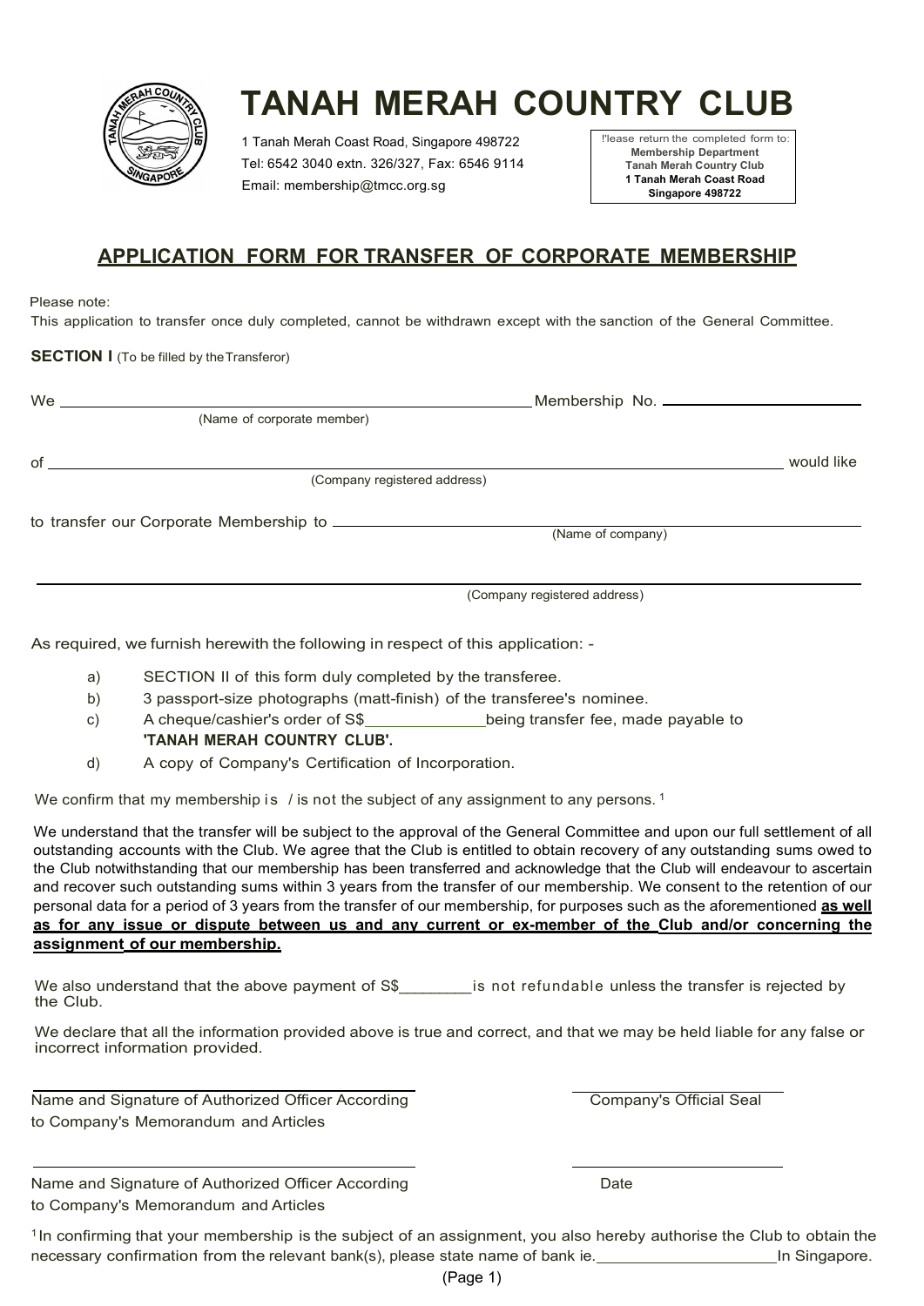# TANAH MERAH COUNTRY CLUB

1 Tanah Merah Coast Road, Singapore 498722
Tel: 6542 3040 extn. 326/327, Fax: 6546 9114
Email: membership@tmcc.org.sg

!'lease return the completed form to:
**Membership Department**
**Tanah Merah Country Club**
**1 Tanah Merah Coast Road**
**Singapore 498722**

## APPLICATION FORM FOR TRANSFER OF CORPORATE MEMBERSHIP

Please note:
This application to transfer once duly completed, cannot be withdrawn except with the sanction of the General Committee.

**SECTION I** (To be filled by the Transferor)

We ______________________________ Membership No. ______________
(Name of corporate member)

of ______________________________________________ would like
(Company registered address)

to transfer our Corporate Membership to ______________________________
(Name of company)

______________________________________________
(Company registered address)

As required, we furnish herewith the following in respect of this application: -

a) SECTION II of this form duly completed by the transferee.
b) 3 passport-size photographs (matt-finish) of the transferee's nominee.
c) A cheque/cashier's order of S$______________being transfer fee, made payable to **'TANAH MERAH COUNTRY CLUB'.**
d) A copy of Company's Certification of Incorporation.

We confirm that my membership is / is not the subject of any assignment to any persons. [1]

We understand that the transfer will be subject to the approval of the General Committee and upon our full settlement of all outstanding accounts with the Club. We agree that the Club is entitled to obtain recovery of any outstanding sums owed to the Club notwithstanding that our membership has been transferred and acknowledge that the Club will endeavour to ascertain and recover such outstanding sums within 3 years from the transfer of our membership. We consent to the retention of our personal data for a period of 3 years from the transfer of our membership, for purposes such as the aforementioned **as well as for any issue or dispute between us and any current or ex-member of the Club and/or concerning the assignment of our membership.**

We also understand that the above payment of S$________is not refundable unless the transfer is rejected by the Club.

We declare that all the information provided above is true and correct, and that we may be held liable for any false or incorrect information provided.

______________________________ ______________________________
Name and Signature of Authorized Officer According to Company's Memorandum and Articles | Company's Official Seal

______________________________ ______________________________
Name and Signature of Authorized Officer According to Company's Memorandum and Articles | Date

[1] In confirming that your membership is the subject of an assignment, you also hereby authorise the Club to obtain the necessary confirmation from the relevant bank(s), please state name of bank ie.____________________In Singapore.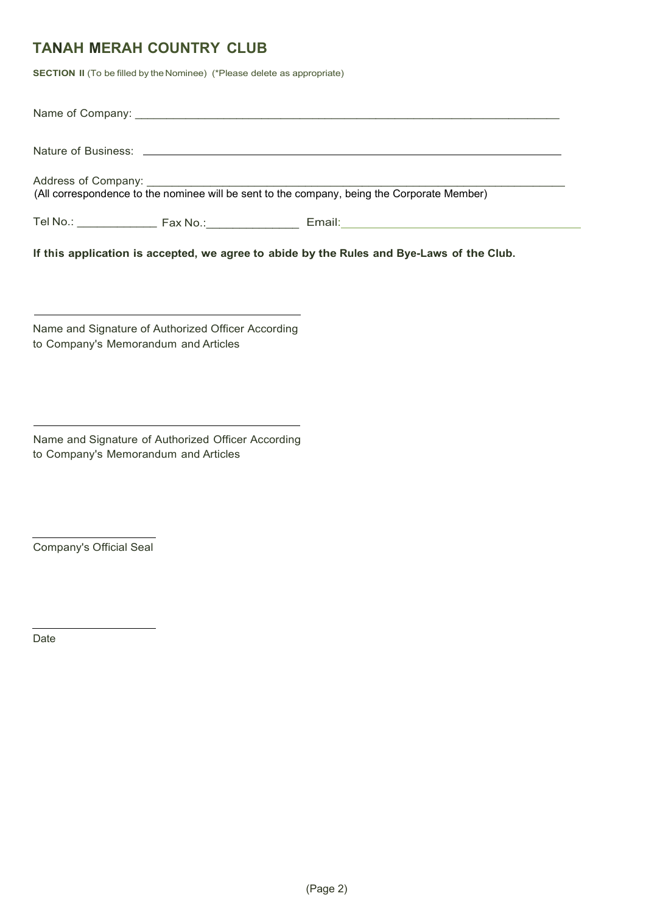# TANAH MERAH COUNTRY CLUB

**SECTION II** (To be filled by the Nominee) (*Please delete as appropriate)

Name of Company: ______________________________________________________________________

Nature of Business: ______________________________________________________________________

Address of Company: ______________________________________________________________________
(All correspondence to the nominee will be sent to the company, being the Corporate Member)

Tel No.: ____________ Fax No.:______________ Email:______________________________________

**If this application is accepted, we agree to abide by the Rules and Bye-Laws of the Club.**

\_\_\_\_\_\_\_\_\_\_\_\_\_\_\_\_\_\_\_\_\_\_\_\_\_\_\_\_\_\_\_\_\_\_\_\_\_\_\_\_

Name and Signature of Authorized Officer According to Company's Memorandum and Articles

\_\_\_\_\_\_\_\_\_\_\_\_\_\_\_\_\_\_\_\_\_\_\_\_\_\_\_\_\_\_\_\_\_\_\_\_\_\_\_\_

Name and Signature of Authorized Officer According to Company's Memorandum and Articles

\_\_\_\_\_\_\_\_\_\_\_\_\_\_\_\_\_\_\_\_

Company's Official Seal

\_\_\_\_\_\_\_\_\_\_\_\_\_\_\_\_\_\_\_\_

Date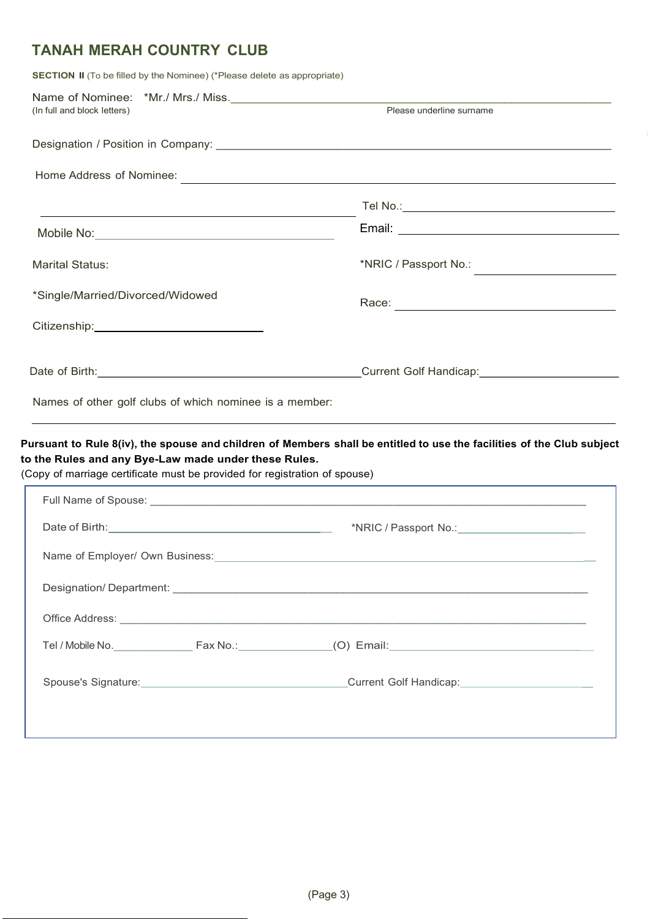## TANAH MERAH COUNTRY CLUB

**SECTION II** (To be filled by the Nominee) (*Please delete as appropriate)

Name of Nominee: *Mr./ Mrs./ Miss.___________________________________________
(In full and block letters) Please underline surname

Designation / Position in Company: ___________________________________________

Home Address of Nominee: ___________________________________________

___________________________ Tel No.: ___________________

Mobile No: ___________________ Email: ___________________

Marital Status: *NRIC / Passport No.: ___________________

*Single/Married/Divorced/Widowed Race: ___________________

Citizenship: ___________________

Date of Birth: ___________________ Current Golf Handicap: ___________________

Names of other golf clubs of which nominee is a member:

___________________________________________

**Pursuant to Rule 8(iv), the spouse and children of Members shall be entitled to use the facilities of the Club subject to the Rules and any Bye-Law made under these Rules.**
(Copy of marriage certificate must be provided for registration of spouse)

Full Name of Spouse: ___________________________________________

Date of Birth: ___________________ *NRIC / Passport No.: ___________________

Name of Employer/ Own Business: ___________________________________________

Designation/ Department: ___________________________________________

Office Address: ___________________________________________

Tel / Mobile No. ___________ Fax No.: ___________ (O) Email: ___________________

Spouse's Signature: ___________________ Current Golf Handicap: ___________________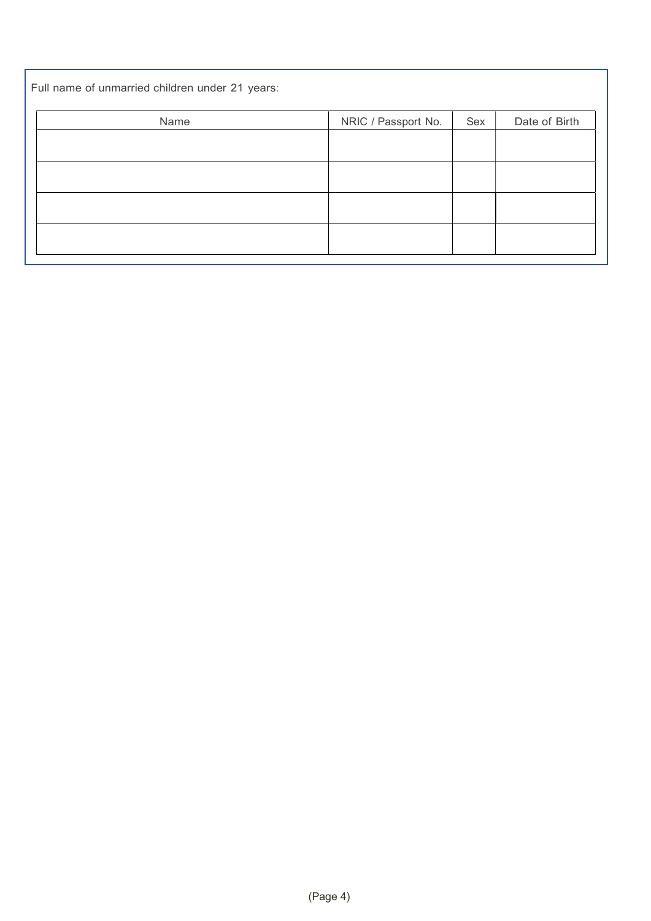Full name of unmarried children under 21 years:

| Name | NRIC / Passport No. | Sex | Date of Birth |
|---|---|---|---|
| | | | |
| | | | |
| | | | |
| | | | |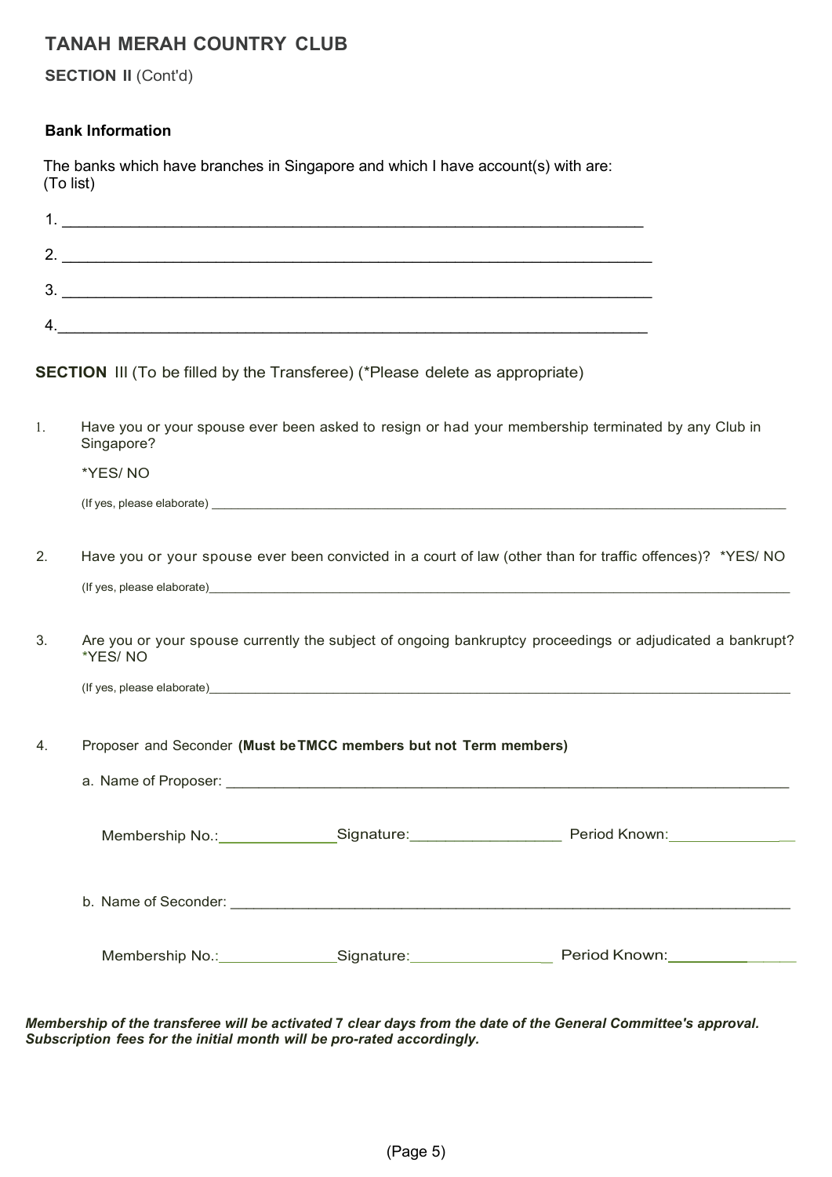## TANAH MERAH COUNTRY CLUB

**SECTION II** (Cont'd)

**Bank Information**

The banks which have branches in Singapore and which I have account(s) with are:
(To list)

1. ____________________________________________________________________

2. ____________________________________________________________________

3. ____________________________________________________________________

4. ____________________________________________________________________

**SECTION** III (To be filled by the Transferee) (*Please delete as appropriate)

1. Have you or your spouse ever been asked to resign or had your membership terminated by any Club in Singapore?

   *YES/ NO

   (If yes, please elaborate) ____________________________________________________________________

2. Have you or your spouse ever been convicted in a court of law (other than for traffic offences)? *YES/ NO

   (If yes, please elaborate)____________________________________________________________________

3. Are you or your spouse currently the subject of ongoing bankruptcy proceedings or adjudicated a bankrupt? *YES/ NO

   (If yes, please elaborate)____________________________________________________________________

4. Proposer and Seconder **(Must be TMCC members but not Term members)**

   a. Name of Proposer: ____________________________________________________________________

   Membership No.:______________ Signature:__________________ Period Known:________________

   b. Name of Seconder: ____________________________________________________________________

   Membership No.:______________ Signature:__________________ Period Known:________________

***Membership of the transferee will be activated 7 clear days from the date of the General Committee's approval. Subscription fees for the initial month will be pro-rated accordingly.***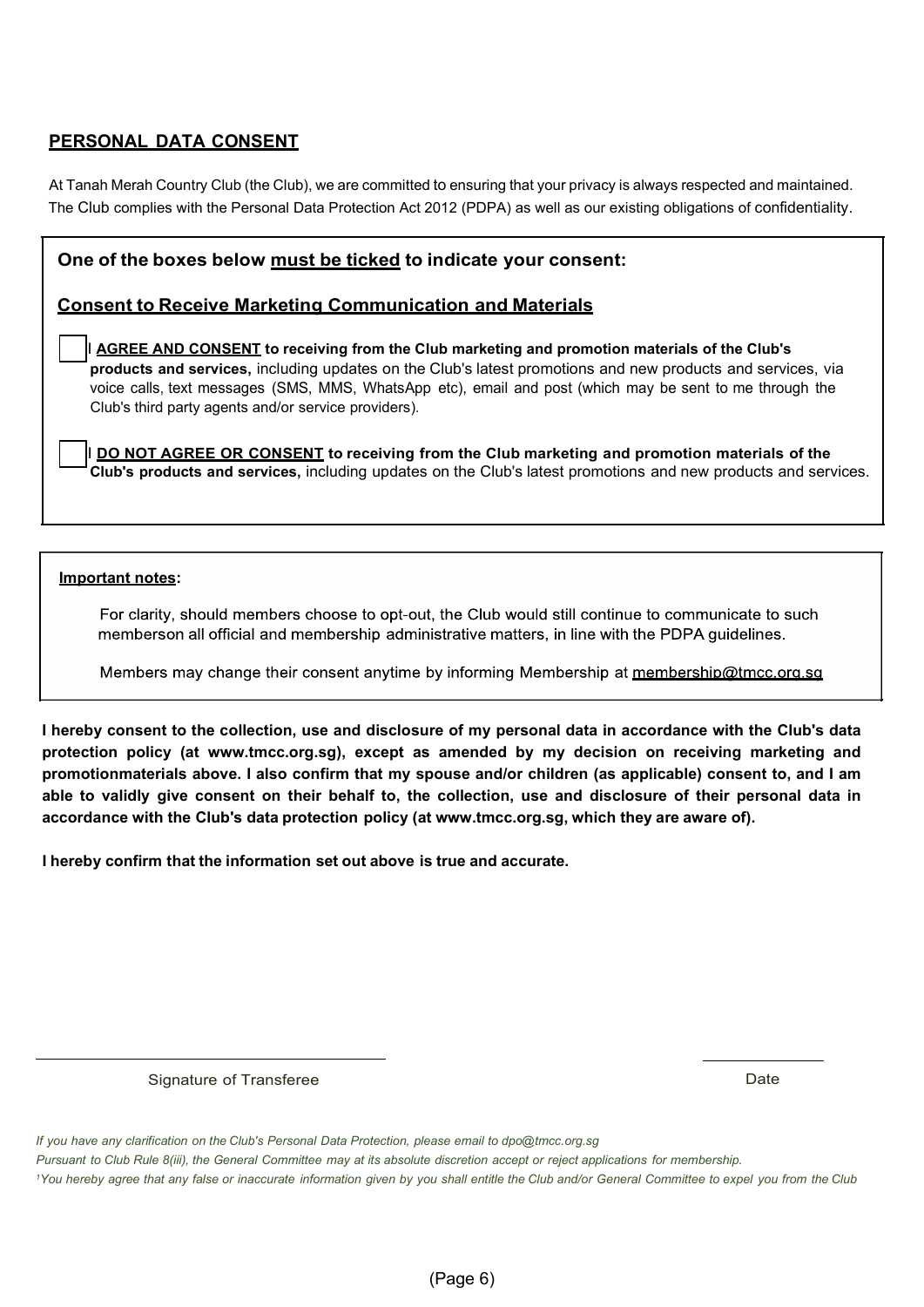## PERSONAL DATA CONSENT

At Tanah Merah Country Club (the Club), we are committed to ensuring that your privacy is always respected and maintained. The Club complies with the Personal Data Protection Act 2012 (PDPA) as well as our existing obligations of confidentiality.

**One of the boxes below must be ticked to indicate your consent:**

**Consent to Receive Marketing Communication and Materials**

☐ I **AGREE AND CONSENT to receiving from the Club marketing and promotion materials of the Club's products and services,** including updates on the Club's latest promotions and new products and services, via voice calls, text messages (SMS, MMS, WhatsApp etc), email and post (which may be sent to me through the Club's third party agents and/or service providers).

☐ I **DO NOT AGREE OR CONSENT to receiving from the Club marketing and promotion materials of the Club's products and services,** including updates on the Club's latest promotions and new products and services.

**Important notes:**

For clarity, should members choose to opt-out, the Club would still continue to communicate to such memberson all official and membership administrative matters, in line with the PDPA guidelines.

Members may change their consent anytime by informing Membership at membership@tmcc.org.sg

**I hereby consent to the collection, use and disclosure of my personal data in accordance with the Club's data protection policy (at www.tmcc.org.sg), except as amended by my decision on receiving marketing and promotionmaterials above. I also confirm that my spouse and/or children (as applicable) consent to, and I am able to validly give consent on their behalf to, the collection, use and disclosure of their personal data in accordance with the Club's data protection policy (at www.tmcc.org.sg, which they are aware of).**

**I hereby confirm that the information set out above is true and accurate.**

______________________________ Signature of Transferee

__________ Date

*If you have any clarification on the Club's Personal Data Protection, please email to dpo@tmcc.org.sg*

*Pursuant to Club Rule 8(iii), the General Committee may at its absolute discretion accept or reject applications for membership.*

*[1]You hereby agree that any false or inaccurate information given by you shall entitle the Club and/or General Committee to expel you from the Club*